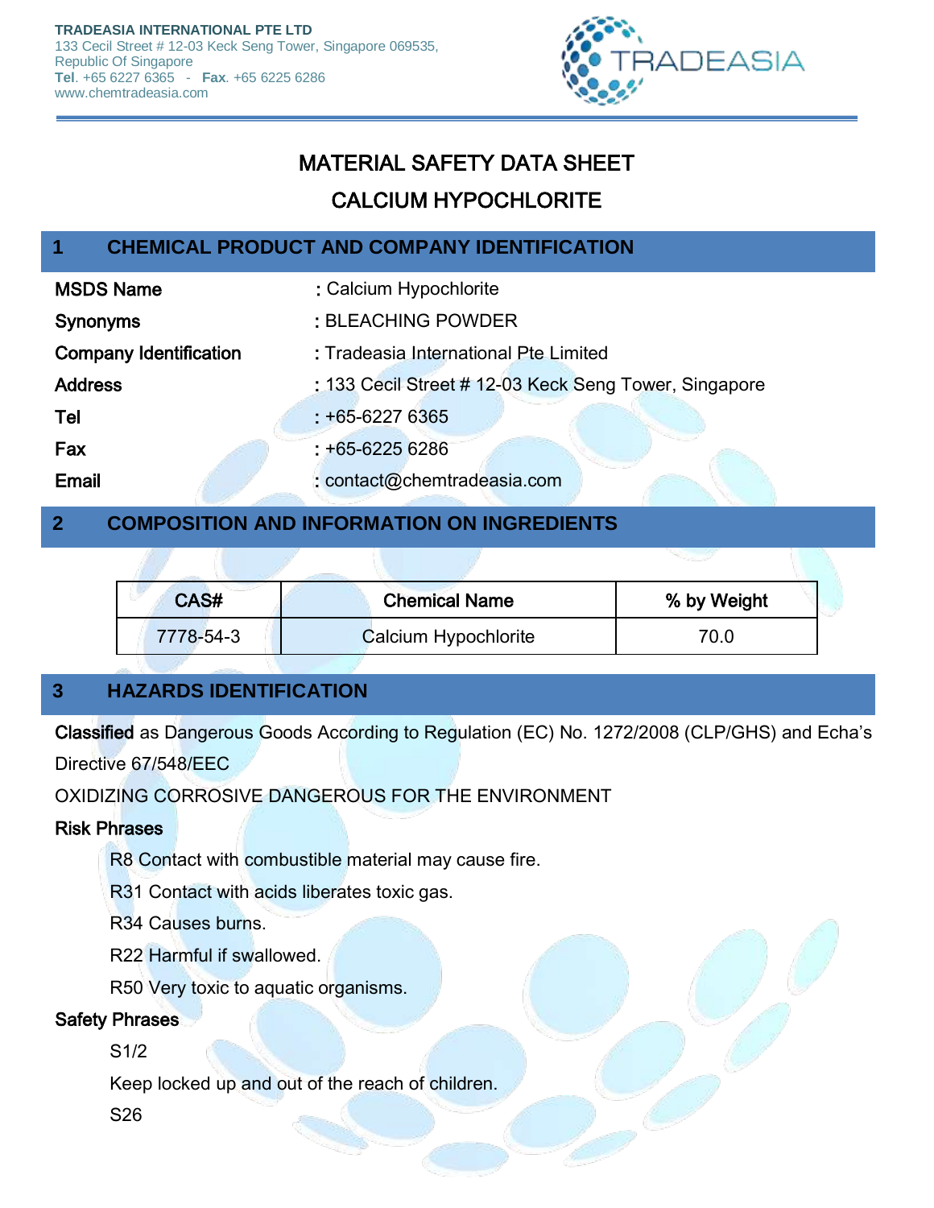TRADEASIA INTERNATIONAL PTE LTD
133 Cecil Street # 12-03 Keck Seng Tower, Singapore 069535,
Republic Of Singapore
**Tel**. +65 6227 6365 - **Fax**. +65 6225 6286
www.chemtradeasia.com

# MATERIAL SAFETY DATA SHEET

# CALCIUM HYPOCHLORITE

## 1 CHEMICAL PRODUCT AND COMPANY IDENTIFICATION

| | |
|---|---|
| **MSDS Name** | : Calcium Hypochlorite |
| **Synonyms** | : BLEACHING POWDER |
| **Company Identification** | : Tradeasia International Pte Limited |
| **Address** | : 133 Cecil Street # 12-03 Keck Seng Tower, Singapore |
| **Tel** | : +65-6227 6365 |
| **Fax** | : +65-6225 6286 |
| **Email** | : contact@chemtradeasia.com |

## 2 COMPOSITION AND INFORMATION ON INGREDIENTS

| CAS# | Chemical Name | % by Weight |
|---|---|---|
| 7778-54-3 | Calcium Hypochlorite | 70.0 |

## 3 HAZARDS IDENTIFICATION

**Classified** as Dangerous Goods According to Regulation (EC) No. 1272/2008 (CLP/GHS) and Echa's Directive 67/548/EEC

OXIDIZING CORROSIVE DANGEROUS FOR THE ENVIRONMENT

**Risk Phrases**

R8 Contact with combustible material may cause fire.

R31 Contact with acids liberates toxic gas.

R34 Causes burns.

R22 Harmful if swallowed.

R50 Very toxic to aquatic organisms.

**Safety Phrases**

S1/2

Keep locked up and out of the reach of children.

S26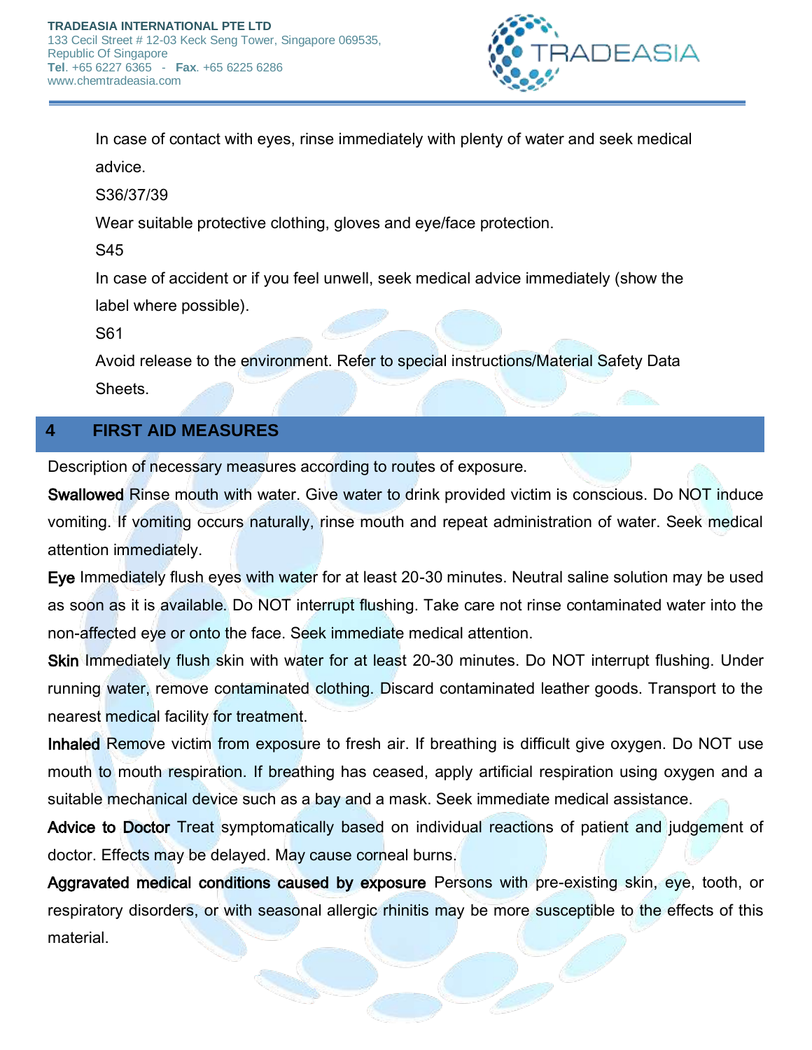In case of contact with eyes, rinse immediately with plenty of water and seek medical advice.

S36/37/39

Wear suitable protective clothing, gloves and eye/face protection.

S45

In case of accident or if you feel unwell, seek medical advice immediately (show the label where possible).

S61

Avoid release to the environment. Refer to special instructions/Material Safety Data Sheets.

## 4 FIRST AID MEASURES

Description of necessary measures according to routes of exposure.

**Swallowed** Rinse mouth with water. Give water to drink provided victim is conscious. Do NOT induce vomiting. If vomiting occurs naturally, rinse mouth and repeat administration of water. Seek medical attention immediately.

**Eye** Immediately flush eyes with water for at least 20-30 minutes. Neutral saline solution may be used as soon as it is available. Do NOT interrupt flushing. Take care not rinse contaminated water into the non-affected eye or onto the face. Seek immediate medical attention.

**Skin** Immediately flush skin with water for at least 20-30 minutes. Do NOT interrupt flushing. Under running water, remove contaminated clothing. Discard contaminated leather goods. Transport to the nearest medical facility for treatment.

**Inhaled** Remove victim from exposure to fresh air. If breathing is difficult give oxygen. Do NOT use mouth to mouth respiration. If breathing has ceased, apply artificial respiration using oxygen and a suitable mechanical device such as a bay and a mask. Seek immediate medical assistance.

**Advice to Doctor** Treat symptomatically based on individual reactions of patient and judgement of doctor. Effects may be delayed. May cause corneal burns.

**Aggravated medical conditions caused by exposure** Persons with pre-existing skin, eye, tooth, or respiratory disorders, or with seasonal allergic rhinitis may be more susceptible to the effects of this material.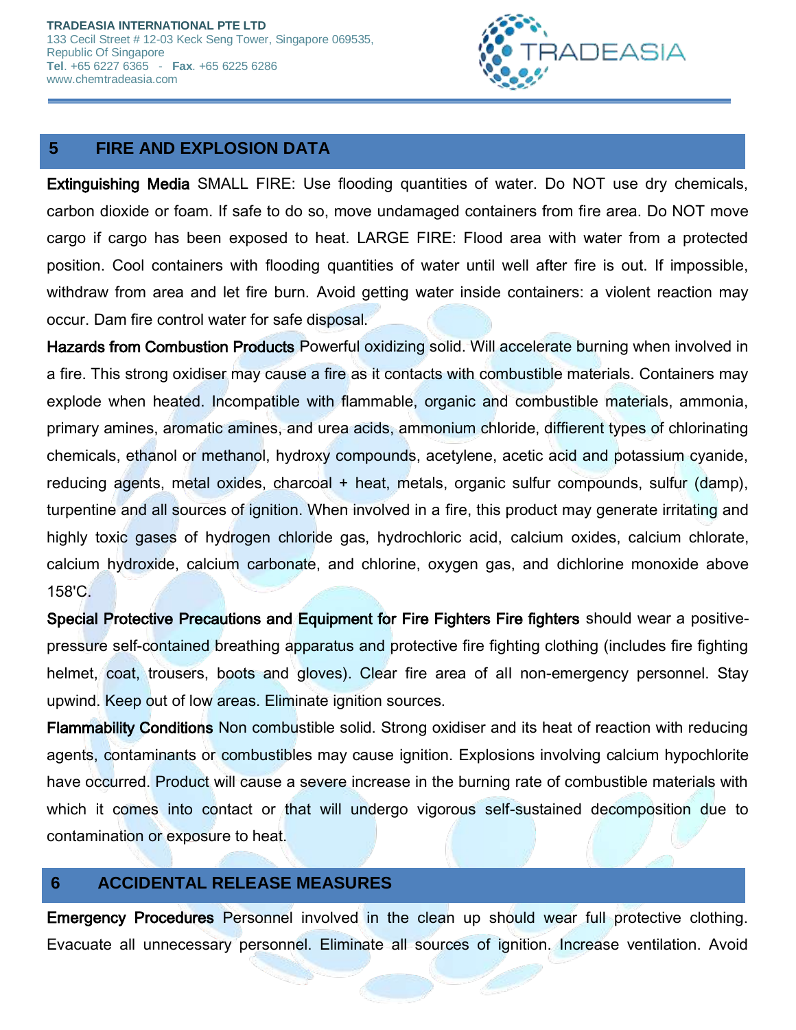## 5 FIRE AND EXPLOSION DATA

**Extinguishing Media** SMALL FIRE: Use flooding quantities of water. Do NOT use dry chemicals, carbon dioxide or foam. If safe to do so, move undamaged containers from fire area. Do NOT move cargo if cargo has been exposed to heat. LARGE FIRE: Flood area with water from a protected position. Cool containers with flooding quantities of water until well after fire is out. If impossible, withdraw from area and let fire burn. Avoid getting water inside containers: a violent reaction may occur. Dam fire control water for safe disposal.

**Hazards from Combustion Products** Powerful oxidizing solid. Will accelerate burning when involved in a fire. This strong oxidiser may cause a fire as it contacts with combustible materials. Containers may explode when heated. Incompatible with flammable, organic and combustible materials, ammonia, primary amines, aromatic amines, and urea acids, ammonium chloride, diffierent types of chlorinating chemicals, ethanol or methanol, hydroxy compounds, acetylene, acetic acid and potassium cyanide, reducing agents, metal oxides, charcoal + heat, metals, organic sulfur compounds, sulfur (damp), turpentine and all sources of ignition. When involved in a fire, this product may generate irritating and highly toxic gases of hydrogen chloride gas, hydrochloric acid, calcium oxides, calcium chlorate, calcium hydroxide, calcium carbonate, and chlorine, oxygen gas, and dichlorine monoxide above 158'C.

**Special Protective Precautions and Equipment for Fire Fighters Fire fighters** should wear a positive-pressure self-contained breathing apparatus and protective fire fighting clothing (includes fire fighting helmet, coat, trousers, boots and gloves). Clear fire area of all non-emergency personnel. Stay upwind. Keep out of low areas. Eliminate ignition sources.

**Flammability Conditions** Non combustible solid. Strong oxidiser and its heat of reaction with reducing agents, contaminants or combustibles may cause ignition. Explosions involving calcium hypochlorite have occurred. Product will cause a severe increase in the burning rate of combustible materials with which it comes into contact or that will undergo vigorous self-sustained decomposition due to contamination or exposure to heat.

## 6 ACCIDENTAL RELEASE MEASURES

**Emergency Procedures** Personnel involved in the clean up should wear full protective clothing. Evacuate all unnecessary personnel. Eliminate all sources of ignition. Increase ventilation. Avoid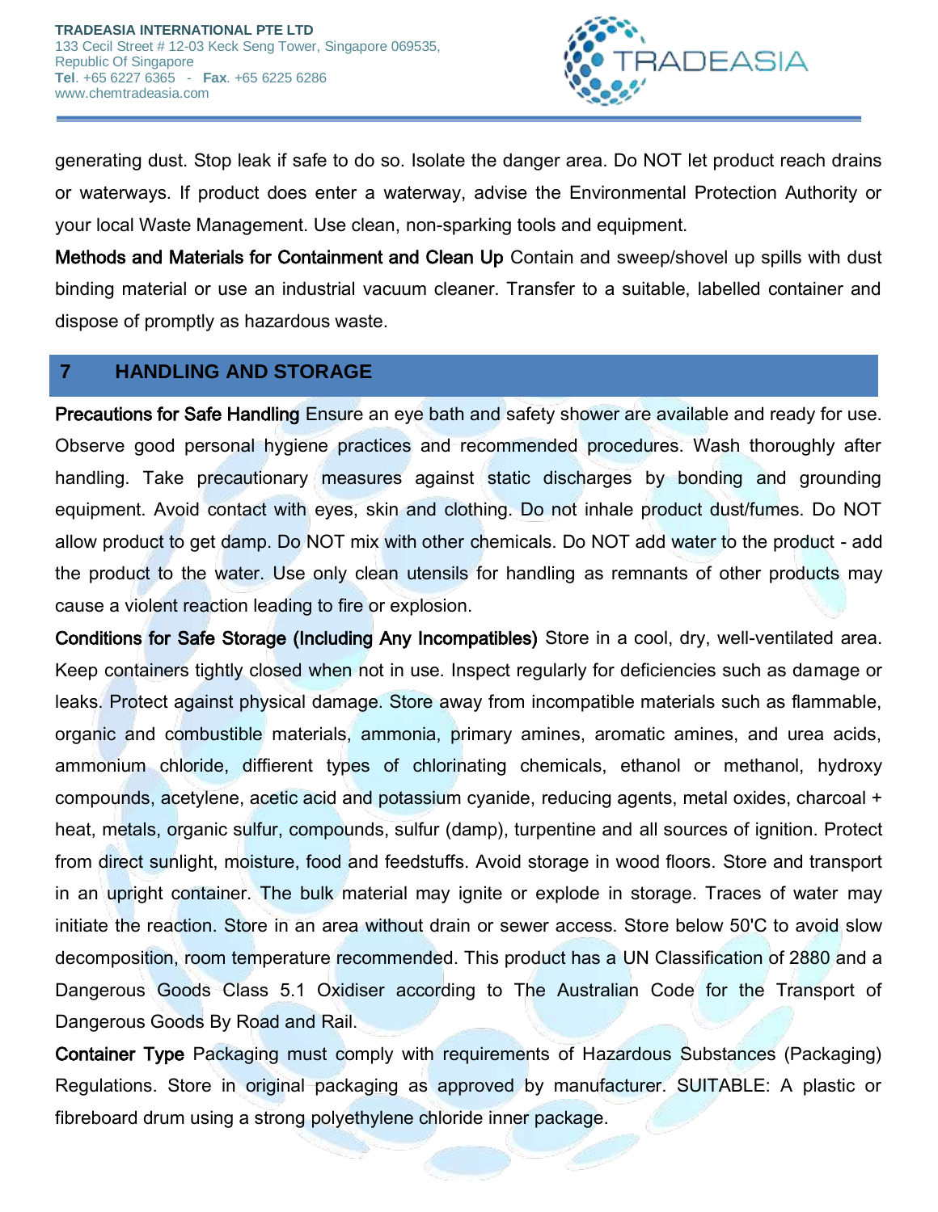generating dust. Stop leak if safe to do so. Isolate the danger area. Do NOT let product reach drains or waterways. If product does enter a waterway, advise the Environmental Protection Authority or your local Waste Management. Use clean, non-sparking tools and equipment.

**Methods and Materials for Containment and Clean Up** Contain and sweep/shovel up spills with dust binding material or use an industrial vacuum cleaner. Transfer to a suitable, labelled container and dispose of promptly as hazardous waste.

## 7 HANDLING AND STORAGE

**Precautions for Safe Handling** Ensure an eye bath and safety shower are available and ready for use. Observe good personal hygiene practices and recommended procedures. Wash thoroughly after handling. Take precautionary measures against static discharges by bonding and grounding equipment. Avoid contact with eyes, skin and clothing. Do not inhale product dust/fumes. Do NOT allow product to get damp. Do NOT mix with other chemicals. Do NOT add water to the product - add the product to the water. Use only clean utensils for handling as remnants of other products may cause a violent reaction leading to fire or explosion.

**Conditions for Safe Storage (Including Any Incompatibles)** Store in a cool, dry, well-ventilated area. Keep containers tightly closed when not in use. Inspect regularly for deficiencies such as damage or leaks. Protect against physical damage. Store away from incompatible materials such as flammable, organic and combustible materials, ammonia, primary amines, aromatic amines, and urea acids, ammonium chloride, different types of chlorinating chemicals, ethanol or methanol, hydroxy compounds, acetylene, acetic acid and potassium cyanide, reducing agents, metal oxides, charcoal + heat, metals, organic sulfur, compounds, sulfur (damp), turpentine and all sources of ignition. Protect from direct sunlight, moisture, food and feedstuffs. Avoid storage in wood floors. Store and transport in an upright container. The bulk material may ignite or explode in storage. Traces of water may initiate the reaction. Store in an area without drain or sewer access. Store below 50'C to avoid slow decomposition, room temperature recommended. This product has a UN Classification of 2880 and a Dangerous Goods Class 5.1 Oxidiser according to The Australian Code for the Transport of Dangerous Goods By Road and Rail.

**Container Type** Packaging must comply with requirements of Hazardous Substances (Packaging) Regulations. Store in original packaging as approved by manufacturer. SUITABLE: A plastic or fibreboard drum using a strong polyethylene chloride inner package.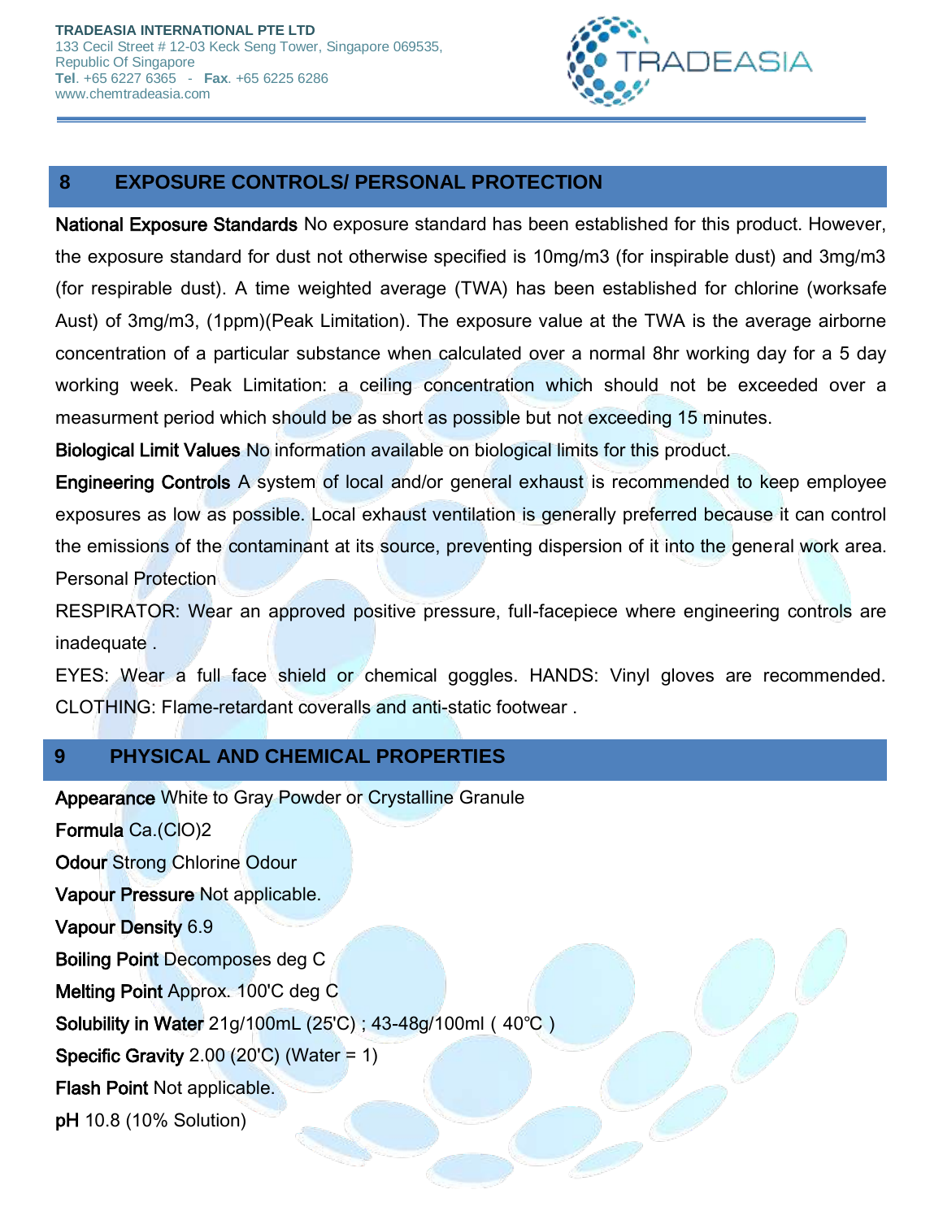## 8 EXPOSURE CONTROLS/ PERSONAL PROTECTION

**National Exposure Standards** No exposure standard has been established for this product. However, the exposure standard for dust not otherwise specified is 10mg/m3 (for inspirable dust) and 3mg/m3 (for respirable dust). A time weighted average (TWA) has been established for chlorine (worksafe Aust) of 3mg/m3, (1ppm)(Peak Limitation). The exposure value at the TWA is the average airborne concentration of a particular substance when calculated over a normal 8hr working day for a 5 day working week. Peak Limitation: a ceiling concentration which should not be exceeded over a measurment period which should be as short as possible but not exceeding 15 minutes.

**Biological Limit Values** No information available on biological limits for this product.

**Engineering Controls** A system of local and/or general exhaust is recommended to keep employee exposures as low as possible. Local exhaust ventilation is generally preferred because it can control the emissions of the contaminant at its source, preventing dispersion of it into the general work area.

Personal Protection

RESPIRATOR: Wear an approved positive pressure, full-facepiece where engineering controls are inadequate .

EYES: Wear a full face shield or chemical goggles. HANDS: Vinyl gloves are recommended. CLOTHING: Flame-retardant coveralls and anti-static footwear .

## 9 PHYSICAL AND CHEMICAL PROPERTIES

**Appearance** White to Gray Powder or Crystalline Granule

**Formula** Ca.(ClO)2

**Odour** Strong Chlorine Odour

**Vapour Pressure** Not applicable.

**Vapour Density** 6.9

**Boiling Point** Decomposes deg C

**Melting Point** Approx. 100'C deg C

**Solubility in Water** 21g/100mL (25'C) ; 43-48g/100ml ( 40°C )

**Specific Gravity** 2.00 (20'C) (Water = 1)

**Flash Point** Not applicable.

**pH** 10.8 (10% Solution)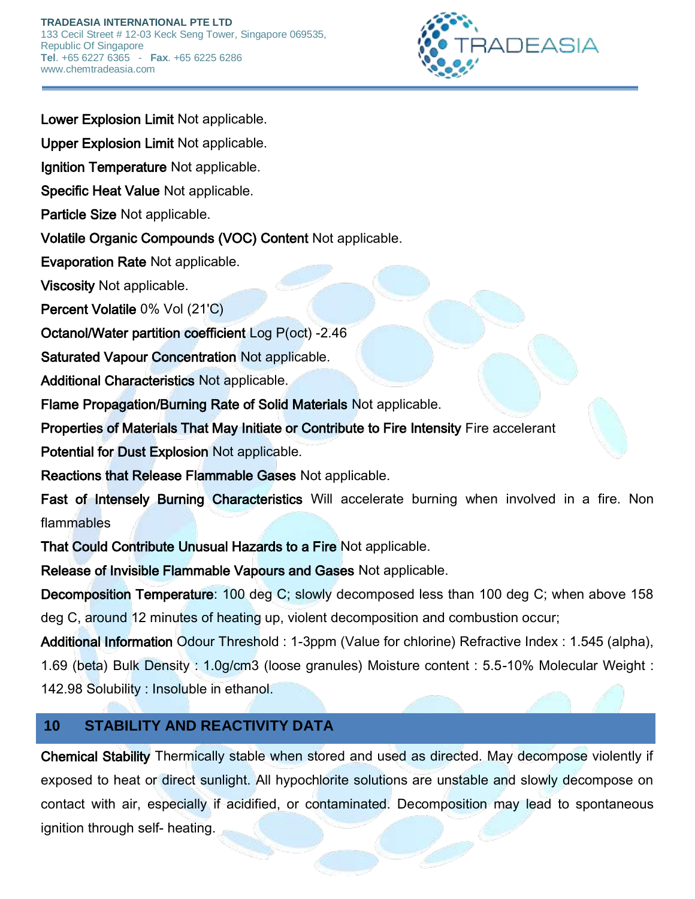**Lower Explosion Limit** Not applicable.

**Upper Explosion Limit** Not applicable.

**Ignition Temperature** Not applicable.

**Specific Heat Value** Not applicable.

**Particle Size** Not applicable.

**Volatile Organic Compounds (VOC) Content** Not applicable.

**Evaporation Rate** Not applicable.

**Viscosity** Not applicable.

**Percent Volatile** 0% Vol (21'C)

**Octanol/Water partition coefficient** Log P(oct) -2.46

**Saturated Vapour Concentration** Not applicable.

**Additional Characteristics** Not applicable.

**Flame Propagation/Burning Rate of Solid Materials** Not applicable.

**Properties of Materials That May Initiate or Contribute to Fire Intensity** Fire accelerant

**Potential for Dust Explosion** Not applicable.

**Reactions that Release Flammable Gases** Not applicable.

**Fast of Intensely Burning Characteristics** Will accelerate burning when involved in a fire. Non flammables

**That Could Contribute Unusual Hazards to a Fire** Not applicable.

**Release of Invisible Flammable Vapours and Gases** Not applicable.

**Decomposition Temperature**: 100 deg C; slowly decomposed less than 100 deg C; when above 158 deg C, around 12 minutes of heating up, violent decomposition and combustion occur;

**Additional Information** Odour Threshold : 1-3ppm (Value for chlorine) Refractive Index : 1.545 (alpha), 1.69 (beta) Bulk Density : 1.0g/cm3 (loose granules) Moisture content : 5.5-10% Molecular Weight : 142.98 Solubility : Insoluble in ethanol.

## 10 STABILITY AND REACTIVITY DATA

**Chemical Stability** Thermically stable when stored and used as directed. May decompose violently if exposed to heat or direct sunlight. All hypochlorite solutions are unstable and slowly decompose on contact with air, especially if acidified, or contaminated. Decomposition may lead to spontaneous ignition through self- heating.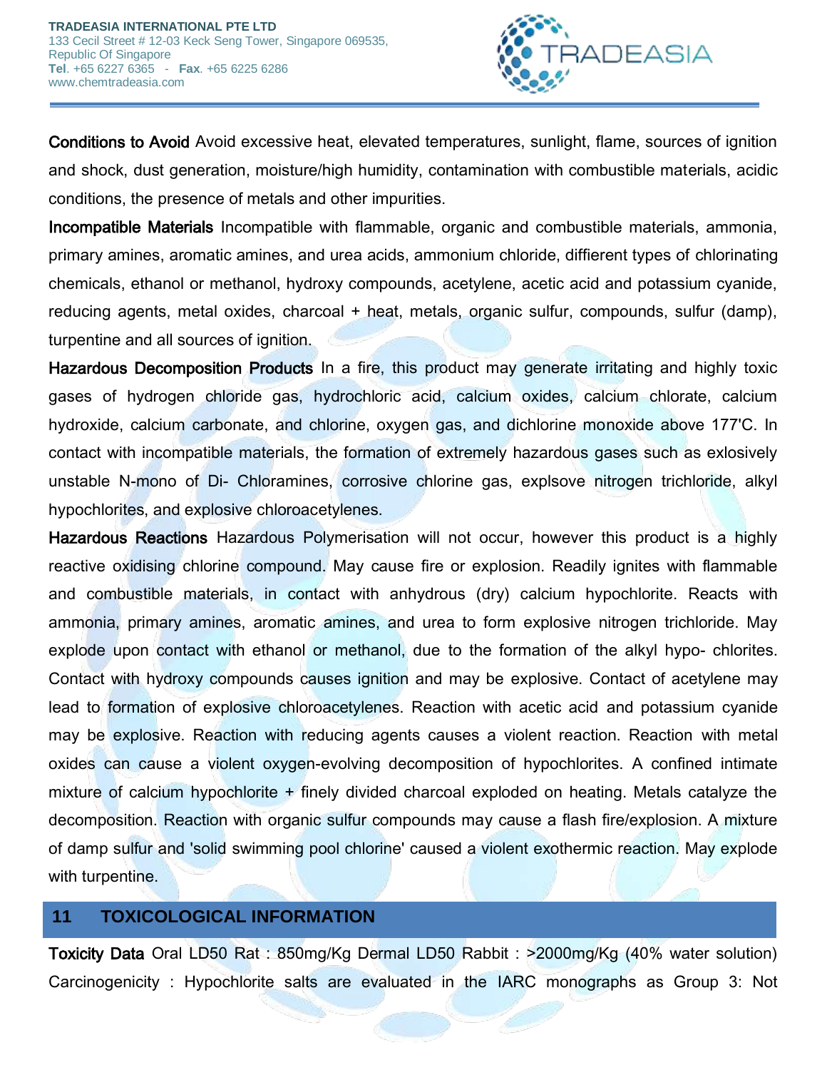**Conditions to Avoid** Avoid excessive heat, elevated temperatures, sunlight, flame, sources of ignition and shock, dust generation, moisture/high humidity, contamination with combustible materials, acidic conditions, the presence of metals and other impurities.

**Incompatible Materials** Incompatible with flammable, organic and combustible materials, ammonia, primary amines, aromatic amines, and urea acids, ammonium chloride, diffierent types of chlorinating chemicals, ethanol or methanol, hydroxy compounds, acetylene, acetic acid and potassium cyanide, reducing agents, metal oxides, charcoal + heat, metals, organic sulfur, compounds, sulfur (damp), turpentine and all sources of ignition.

**Hazardous Decomposition Products** In a fire, this product may generate irritating and highly toxic gases of hydrogen chloride gas, hydrochloric acid, calcium oxides, calcium chlorate, calcium hydroxide, calcium carbonate, and chlorine, oxygen gas, and dichlorine monoxide above 177'C. In contact with incompatible materials, the formation of extremely hazardous gases such as exlosively unstable N-mono of Di- Chloramines, corrosive chlorine gas, explsove nitrogen trichloride, alkyl hypochlorites, and explosive chloroacetylenes.

**Hazardous Reactions** Hazardous Polymerisation will not occur, however this product is a highly reactive oxidising chlorine compound. May cause fire or explosion. Readily ignites with flammable and combustible materials, in contact with anhydrous (dry) calcium hypochlorite. Reacts with ammonia, primary amines, aromatic amines, and urea to form explosive nitrogen trichloride. May explode upon contact with ethanol or methanol, due to the formation of the alkyl hypo- chlorites. Contact with hydroxy compounds causes ignition and may be explosive. Contact of acetylene may lead to formation of explosive chloroacetylenes. Reaction with acetic acid and potassium cyanide may be explosive. Reaction with reducing agents causes a violent reaction. Reaction with metal oxides can cause a violent oxygen-evolving decomposition of hypochlorites. A confined intimate mixture of calcium hypochlorite + finely divided charcoal exploded on heating. Metals catalyze the decomposition. Reaction with organic sulfur compounds may cause a flash fire/explosion. A mixture of damp sulfur and 'solid swimming pool chlorine' caused a violent exothermic reaction. May explode with turpentine.

## 11 TOXICOLOGICAL INFORMATION

**Toxicity Data** Oral LD50 Rat : 850mg/Kg Dermal LD50 Rabbit : >2000mg/Kg (40% water solution) Carcinogenicity : Hypochlorite salts are evaluated in the IARC monographs as Group 3: Not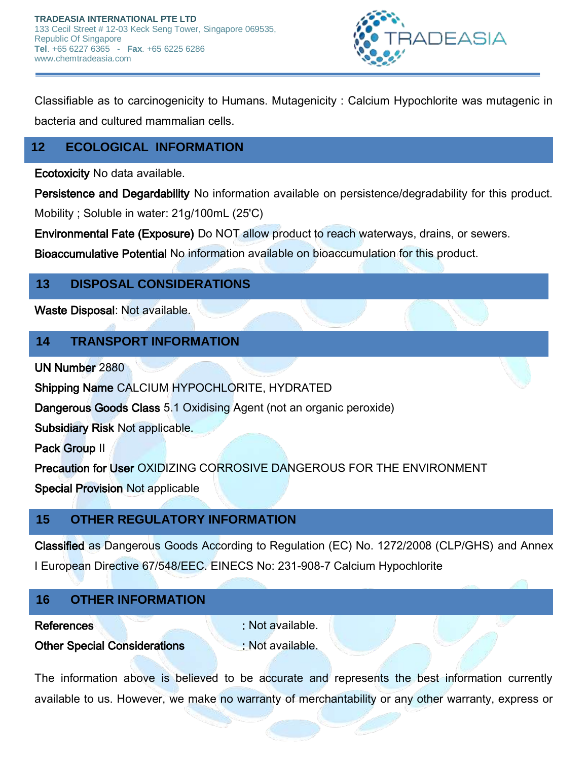Classifiable as to carcinogenicity to Humans. Mutagenicity : Calcium Hypochlorite was mutagenic in bacteria and cultured mammalian cells.

## 12 ECOLOGICAL INFORMATION

**Ecotoxicity** No data available.

**Persistence and Degardability** No information available on persistence/degradability for this product. Mobility ; Soluble in water: 21g/100mL (25'C)

**Environmental Fate (Exposure)** Do NOT allow product to reach waterways, drains, or sewers.

**Bioaccumulative Potential** No information available on bioaccumulation for this product.

## 13 DISPOSAL CONSIDERATIONS

**Waste Disposal**: Not available.

## 14 TRANSPORT INFORMATION

**UN Number** 2880

**Shipping Name** CALCIUM HYPOCHLORITE, HYDRATED

**Dangerous Goods Class** 5.1 Oxidising Agent (not an organic peroxide)

**Subsidiary Risk** Not applicable.

**Pack Group** II

**Precaution for User** OXIDIZING CORROSIVE DANGEROUS FOR THE ENVIRONMENT

**Special Provision** Not applicable

## 15 OTHER REGULATORY INFORMATION

**Classified** as Dangerous Goods According to Regulation (EC) No. 1272/2008 (CLP/GHS) and Annex I European Directive 67/548/EEC. EINECS No: 231-908-7 Calcium Hypochlorite

## 16 OTHER INFORMATION

**References** : Not available.

**Other Special Considerations** : Not available.

The information above is believed to be accurate and represents the best information currently available to us. However, we make no warranty of merchantability or any other warranty, express or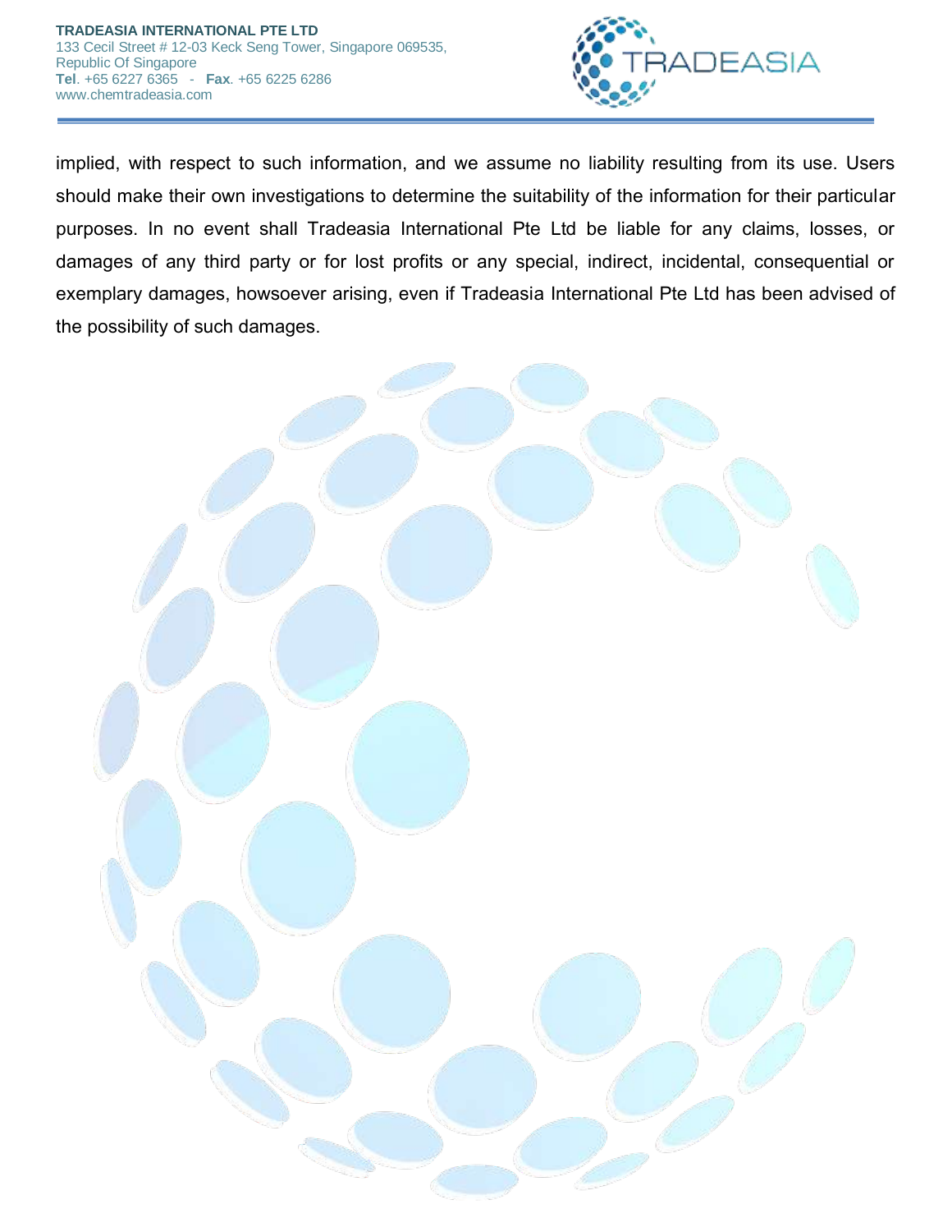implied, with respect to such information, and we assume no liability resulting from its use. Users should make their own investigations to determine the suitability of the information for their particular purposes. In no event shall Tradeasia International Pte Ltd be liable for any claims, losses, or damages of any third party or for lost profits or any special, indirect, incidental, consequential or exemplary damages, howsoever arising, even if Tradeasia International Pte Ltd has been advised of the possibility of such damages.